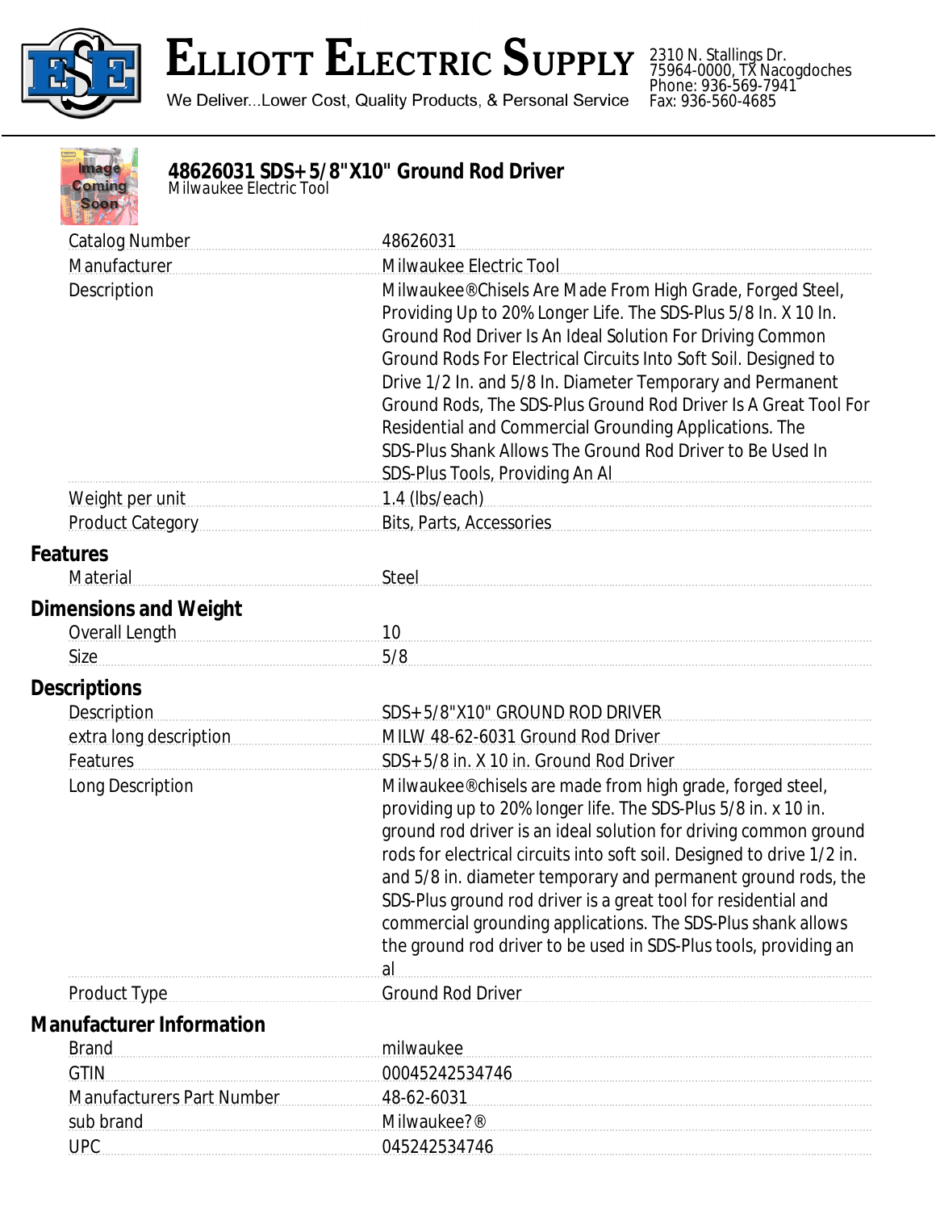# Elliott Electric Supply

We Deliver...Lower Cost, Quality Products, & Personal Service

2310 N. Stallings Dr.
75964-0000, TX Nacogdoches
Phone: 936-569-7941
Fax: 936-560-4685

## 48626031 SDS+5/8"X10" Ground Rod Driver

*Milwaukee Electric Tool*

| | |
|---|---|
| Catalog Number | 48626031 |
| Manufacturer | Milwaukee Electric Tool |
| Description | Milwaukee®Chisels Are Made From High Grade, Forged Steel, Providing Up to 20% Longer Life. The SDS-Plus 5/8 In. X 10 In. Ground Rod Driver Is An Ideal Solution For Driving Common Ground Rods For Electrical Circuits Into Soft Soil. Designed to Drive 1/2 In. and 5/8 In. Diameter Temporary and Permanent Ground Rods, The SDS-Plus Ground Rod Driver Is A Great Tool For Residential and Commercial Grounding Applications. The SDS-Plus Shank Allows The Ground Rod Driver to Be Used In SDS-Plus Tools, Providing An Al |
| Weight per unit | 1.4 (lbs/each) |
| Product Category | Bits, Parts, Accessories |

### Features

| | |
|---|---|
| Material | Steel |

### Dimensions and Weight

| | |
|---|---|
| Overall Length | 10 |
| Size | 5/8 |

### Descriptions

| | |
|---|---|
| Description | SDS+5/8"X10" GROUND ROD DRIVER |
| extra long description | MILW 48-62-6031 Ground Rod Driver |
| Features | SDS+5/8 in. X 10 in. Ground Rod Driver |
| Long Description | Milwaukee®chisels are made from high grade, forged steel, providing up to 20% longer life. The SDS-Plus 5/8 in. x 10 in. ground rod driver is an ideal solution for driving common ground rods for electrical circuits into soft soil. Designed to drive 1/2 in. and 5/8 in. diameter temporary and permanent ground rods, the SDS-Plus ground rod driver is a great tool for residential and commercial grounding applications. The SDS-Plus shank allows the ground rod driver to be used in SDS-Plus tools, providing an al |
| Product Type | Ground Rod Driver |

### Manufacturer Information

| | |
|---|---|
| Brand | milwaukee |
| GTIN | 00045242534746 |
| Manufacturers Part Number | 48-62-6031 |
| sub brand | Milwaukee?® |
| UPC | 045242534746 |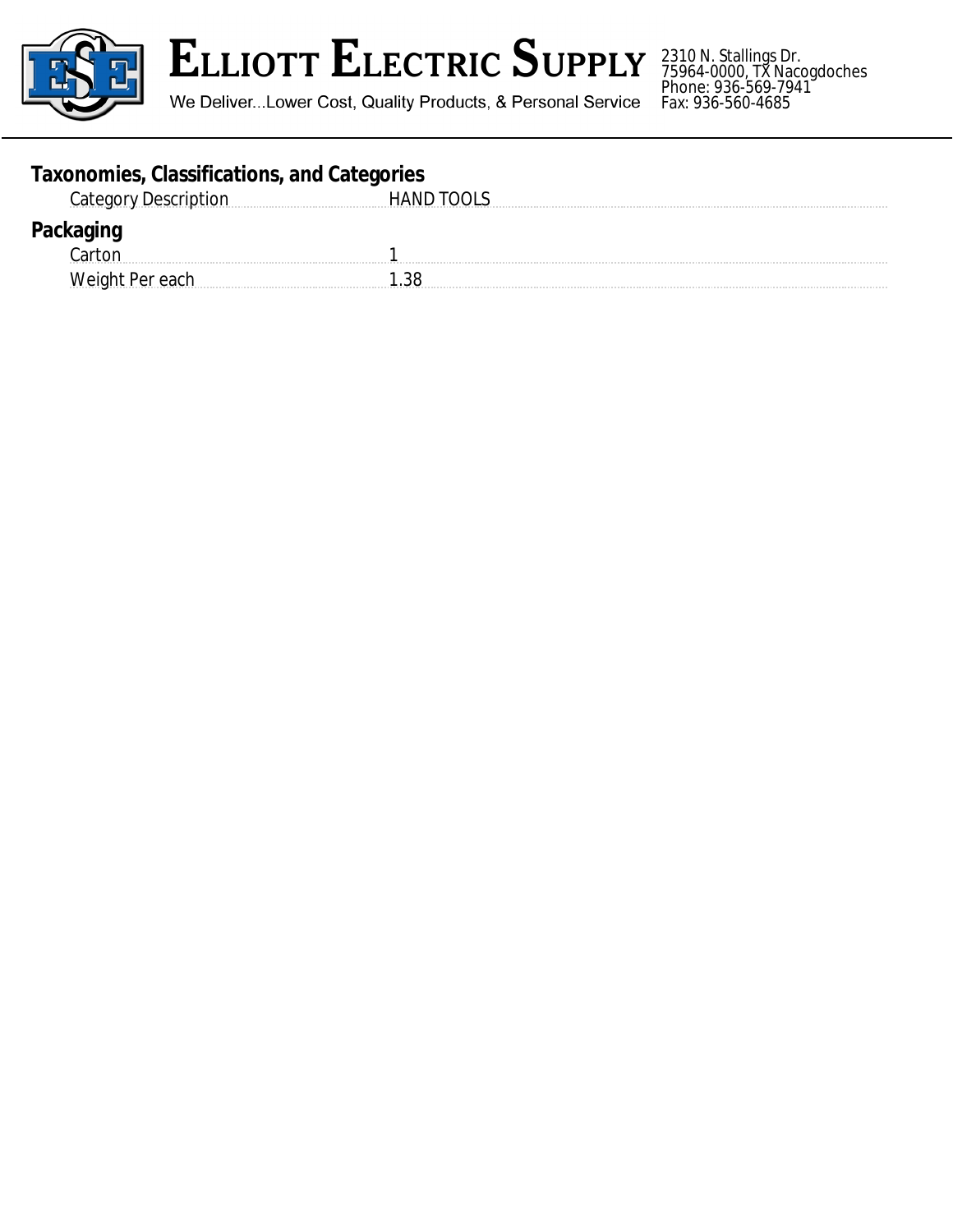## Taxonomies, Classifications, and Categories

| | |
|---|---|
| Category Description | HAND TOOLS |

## Packaging

| | |
|---|---|
| Carton | 1 |
| Weight Per each | 1.38 |